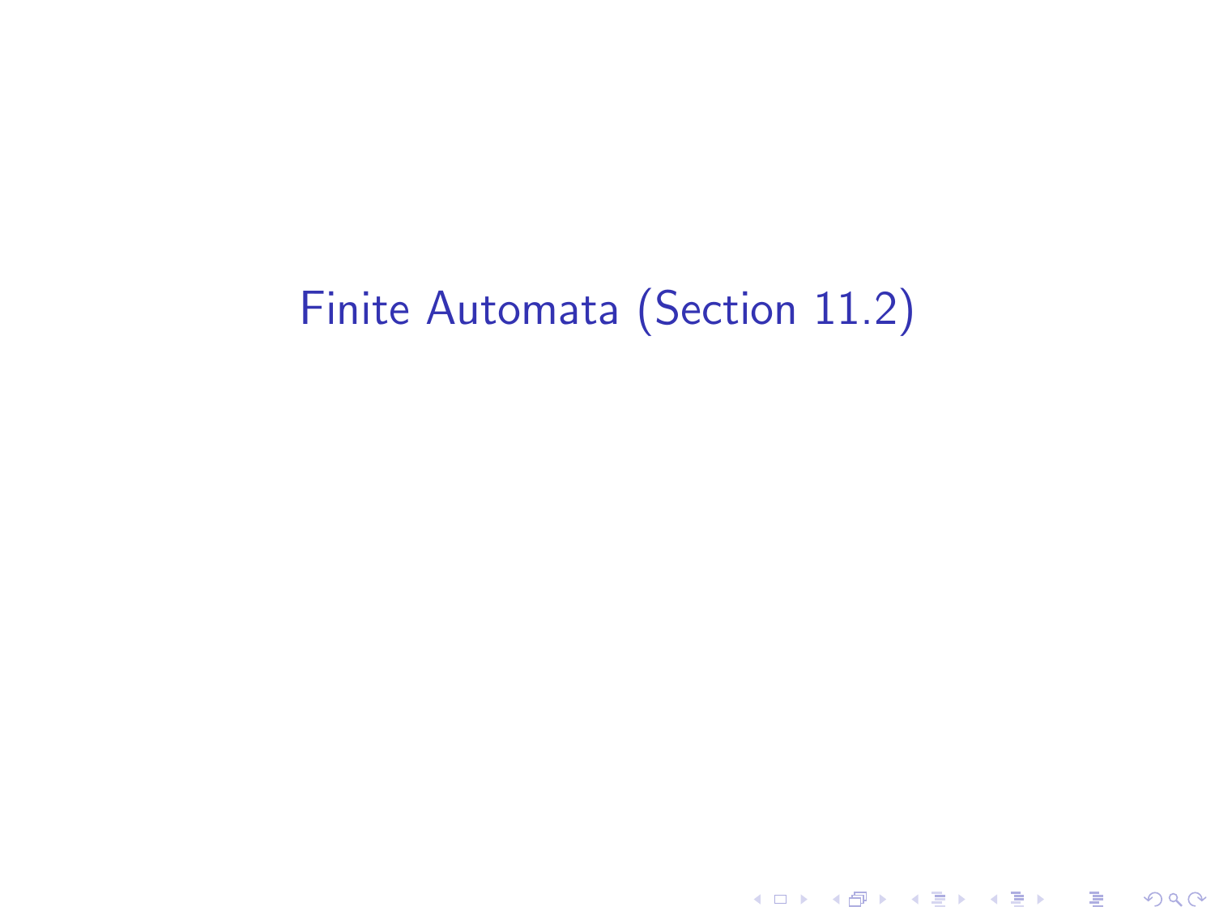# Finite Automata (Section 11.2)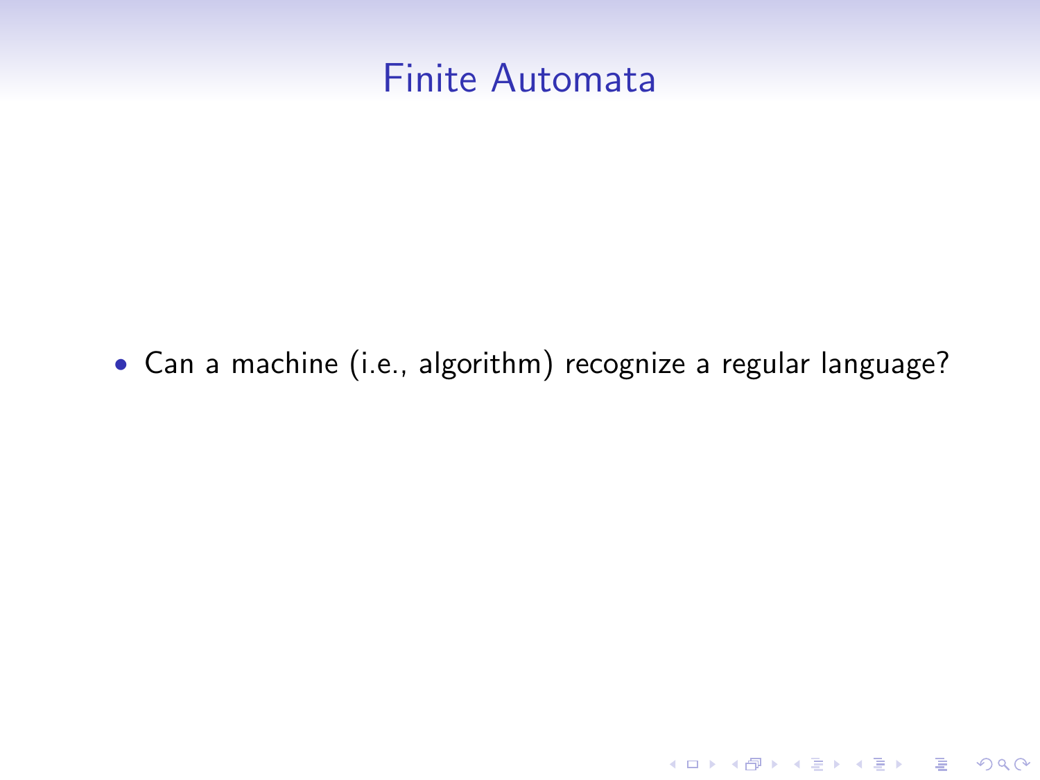# Finite Automata

- Can a machine (i.e., algorithm) recognize a regular language?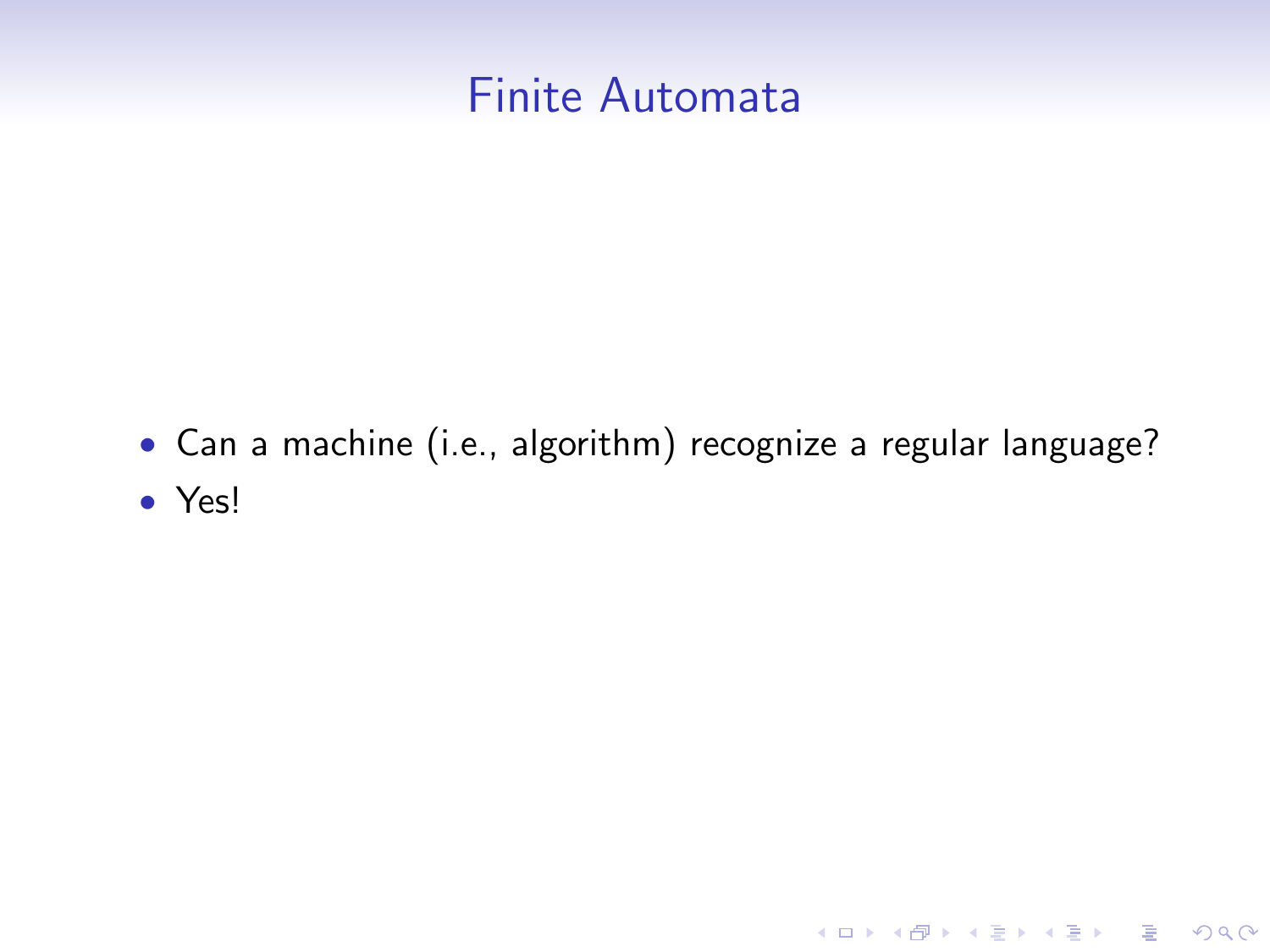# Finite Automata

- Can a machine (i.e., algorithm) recognize a regular language?
- Yes!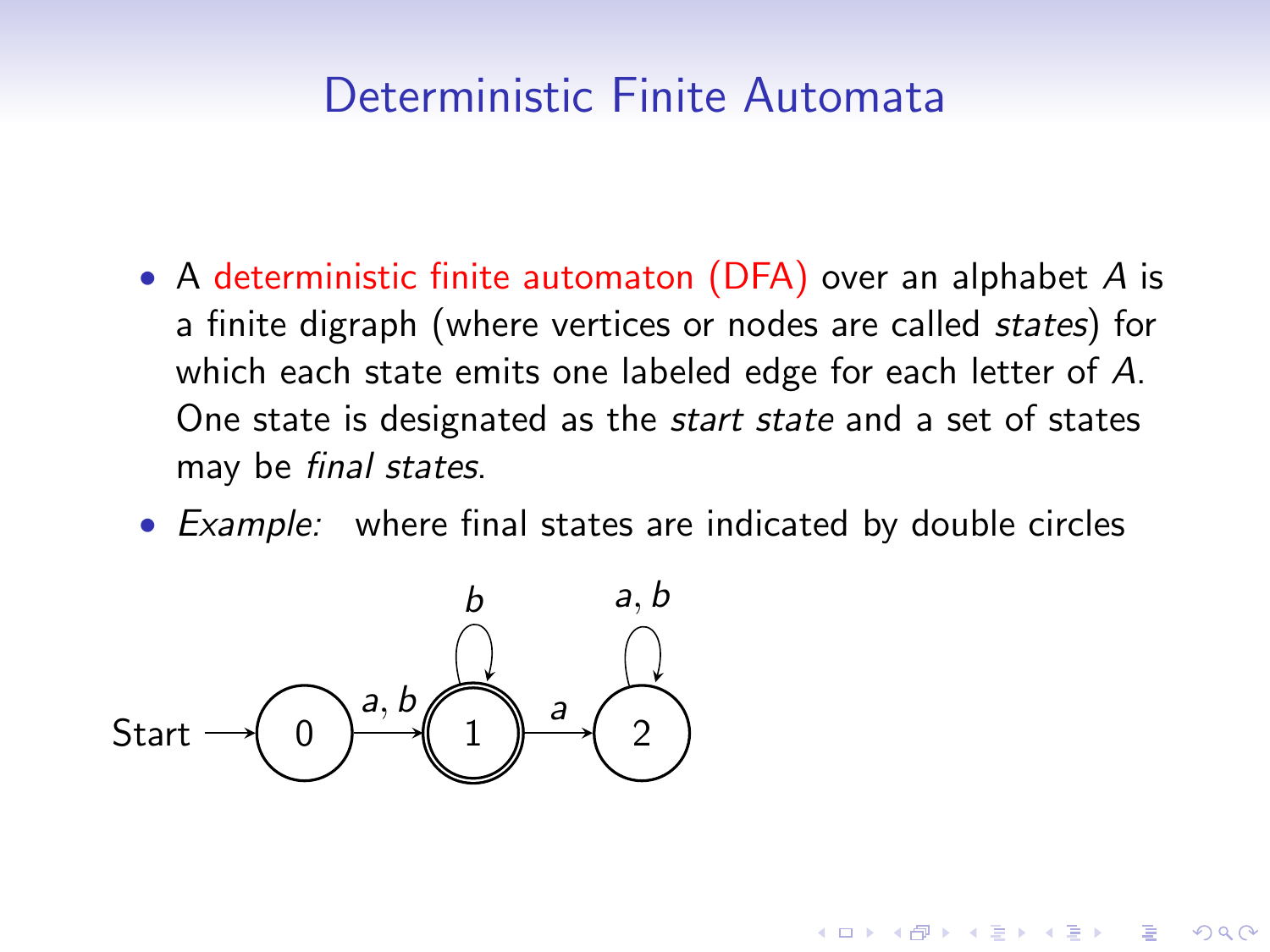# Deterministic Finite Automata

- A deterministic finite automaton (DFA) over an alphabet $A$ is a finite digraph (where vertices or nodes are called *states*) for which each state emits one labeled edge for each letter of $A$. One state is designated as the *start state* and a set of states may be *final states*.
- *Example:* where final states are indicated by double circles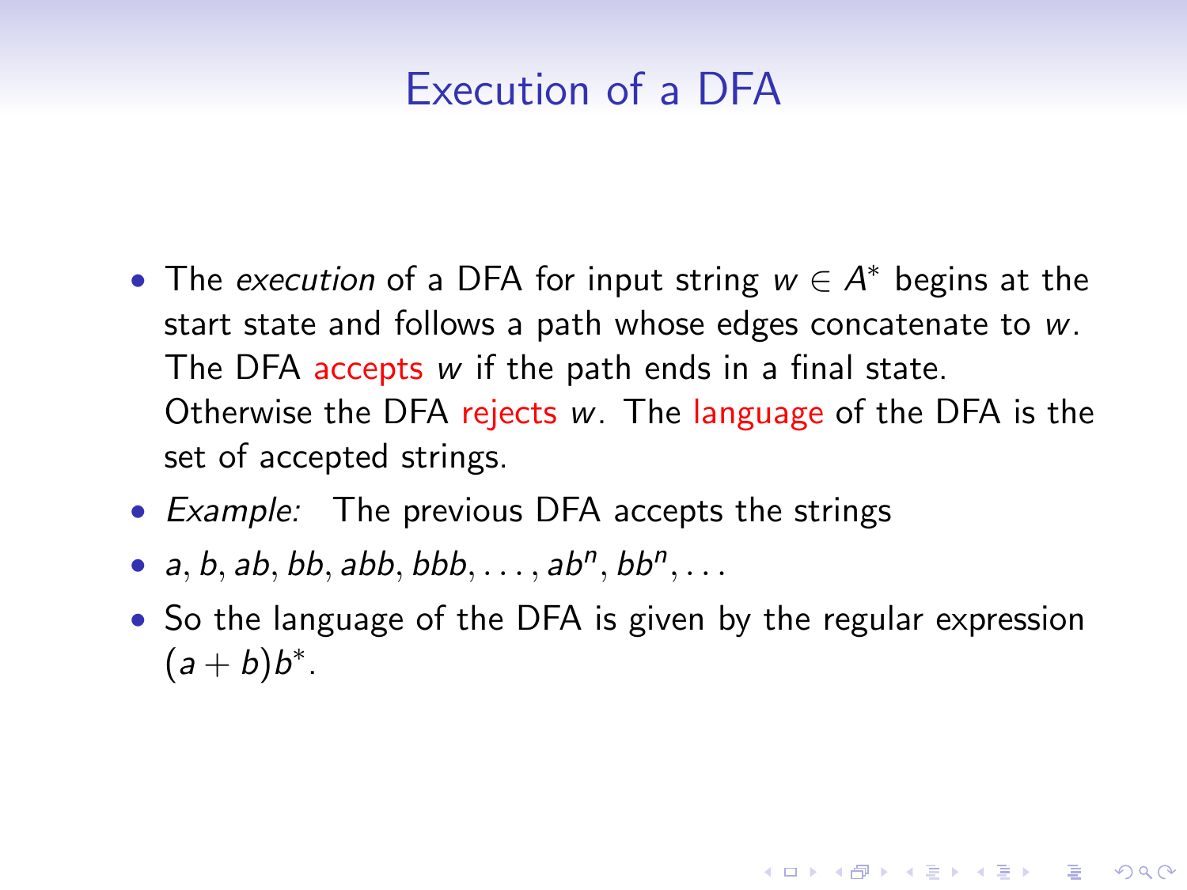# Execution of a DFA

- The *execution* of a DFA for input string $w \in A^*$ begins at the start state and follows a path whose edges concatenate to $w$. The DFA accepts $w$ if the path ends in a final state. Otherwise the DFA rejects $w$. The language of the DFA is the set of accepted strings.
- *Example:* The previous DFA accepts the strings
- $a, b, ab, bb, abb, bbb, \ldots, ab^n, bb^n, \ldots$
- So the language of the DFA is given by the regular expression $(a + b)b^*$.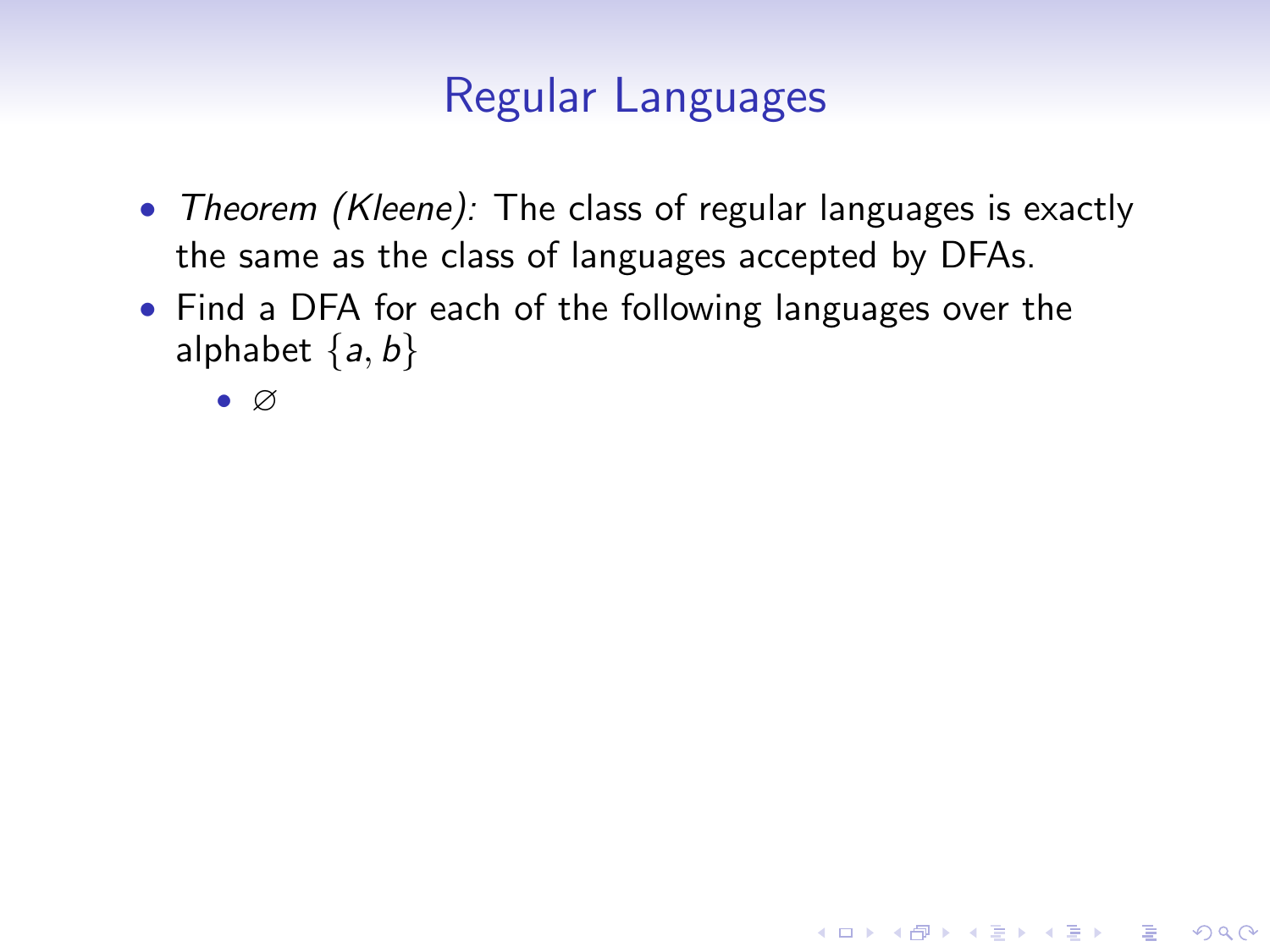## Regular Languages

- *Theorem (Kleene):* The class of regular languages is exactly the same as the class of languages accepted by DFAs.
- Find a DFA for each of the following languages over the alphabet $\{a, b\}$
  - $\varnothing$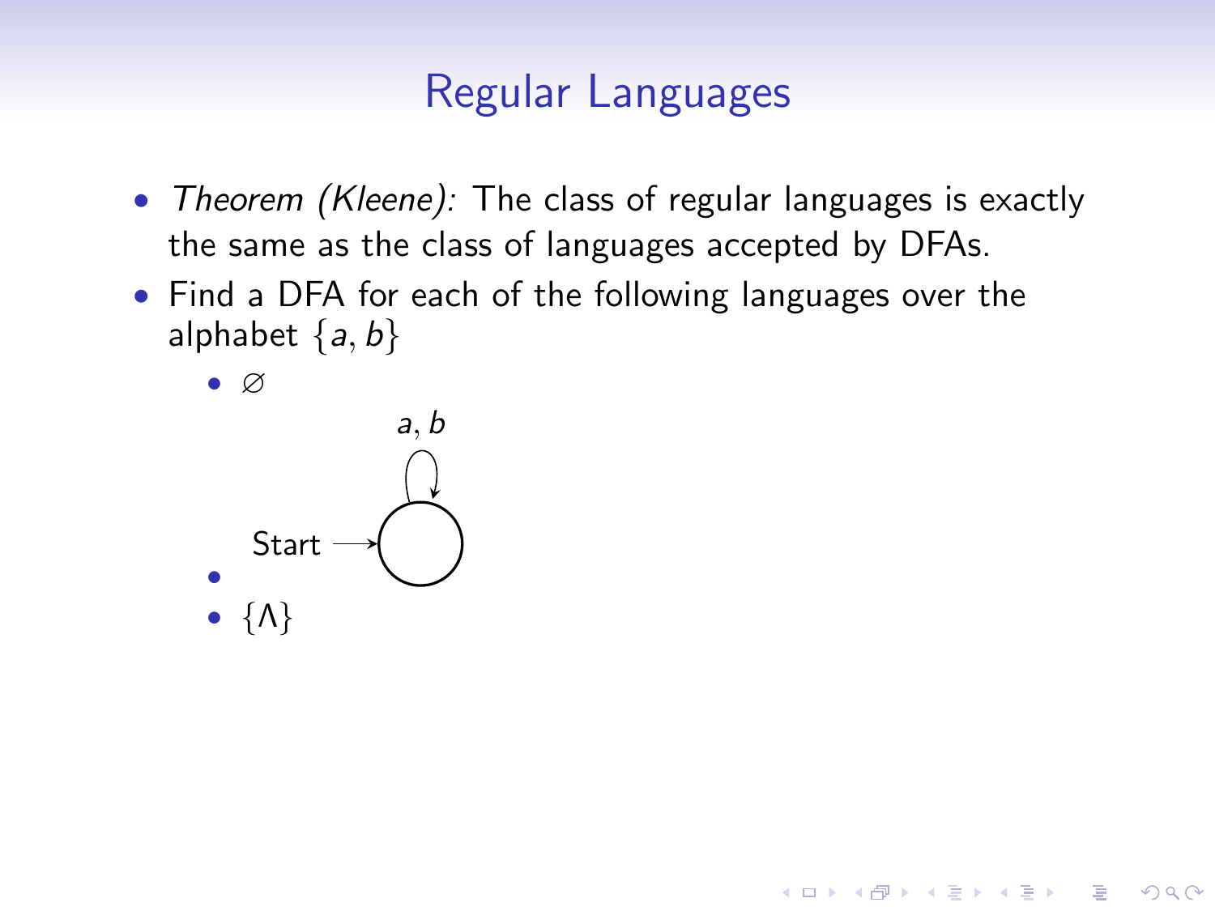# Regular Languages

- *Theorem (Kleene):* The class of regular languages is exactly the same as the class of languages accepted by DFAs.
- Find a DFA for each of the following languages over the alphabet $\{a, b\}$
  - $\varnothing$

    Start → (state with loop on $a, b$)
  - 
  - $\{\Lambda\}$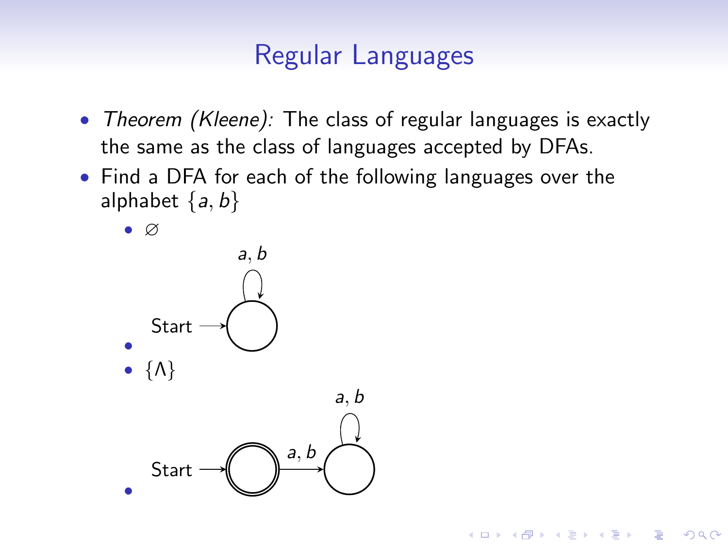# Regular Languages

- *Theorem (Kleene):* The class of regular languages is exactly the same as the class of languages accepted by DFAs.
- Find a DFA for each of the following languages over the alphabet $\{a, b\}$
  - $\varnothing$
  - 
  - $\{\Lambda\}$
  -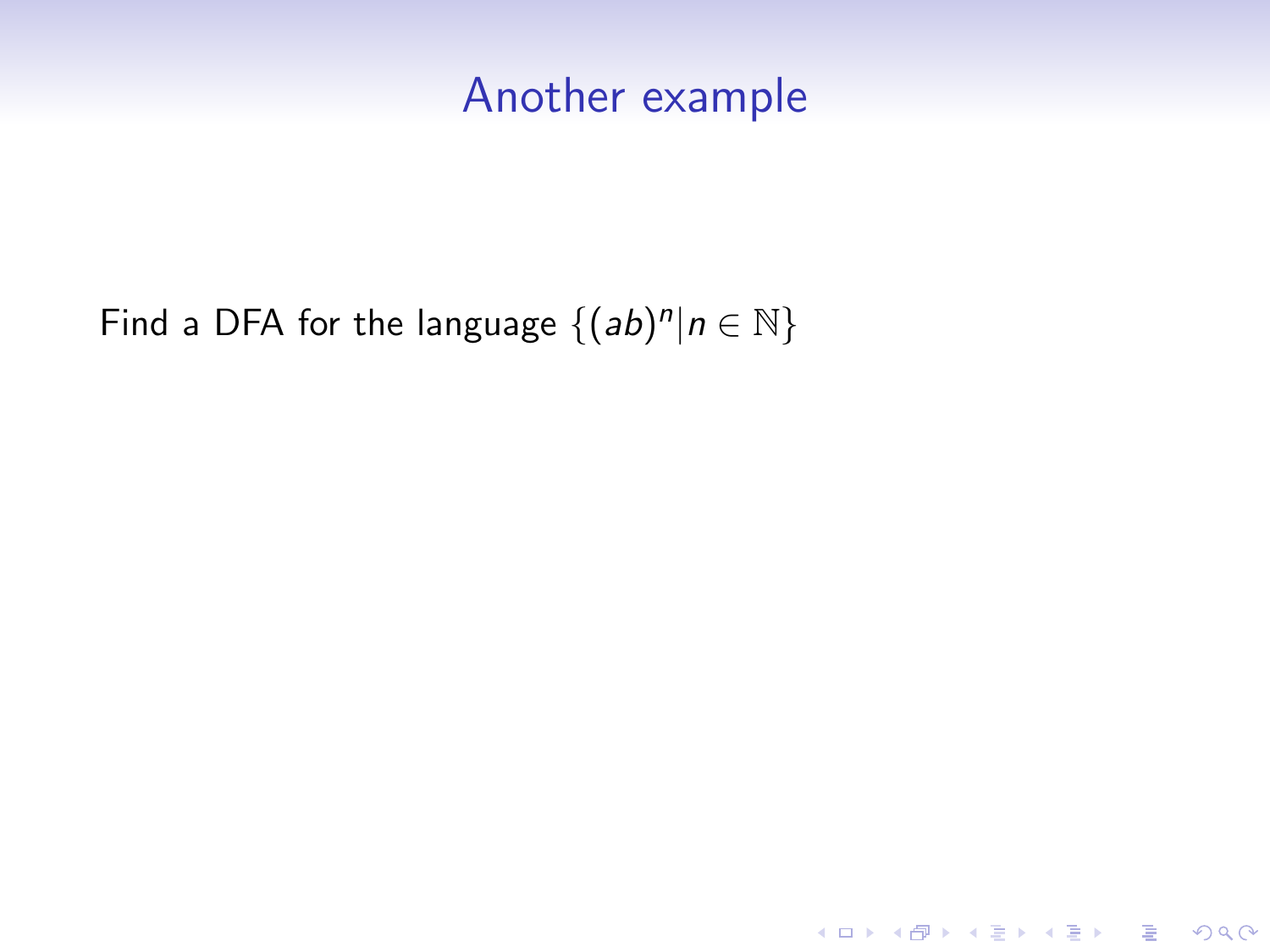# Another example

Find a DFA for the language $\{(ab)^n | n \in \mathbb{N}\}$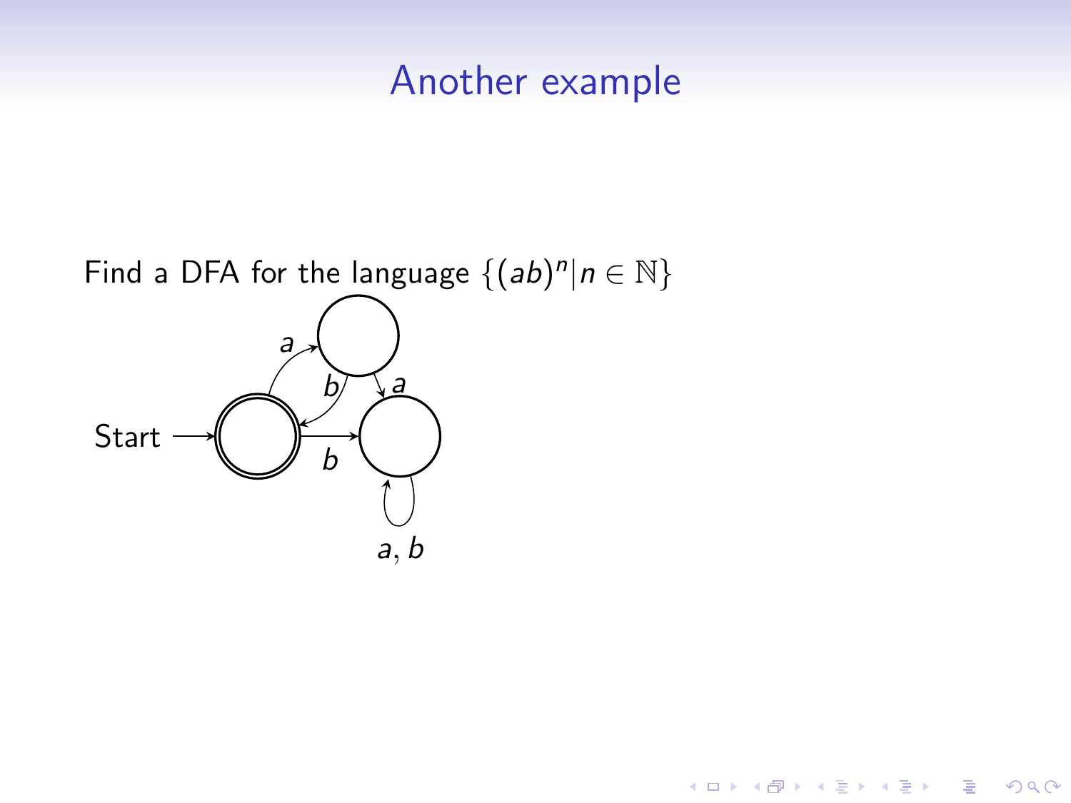# Another example

Find a DFA for the language $\{(ab)^n | n \in \mathbb{N}\}$

Start

$a$

$b$

$a$

$b$

$a, b$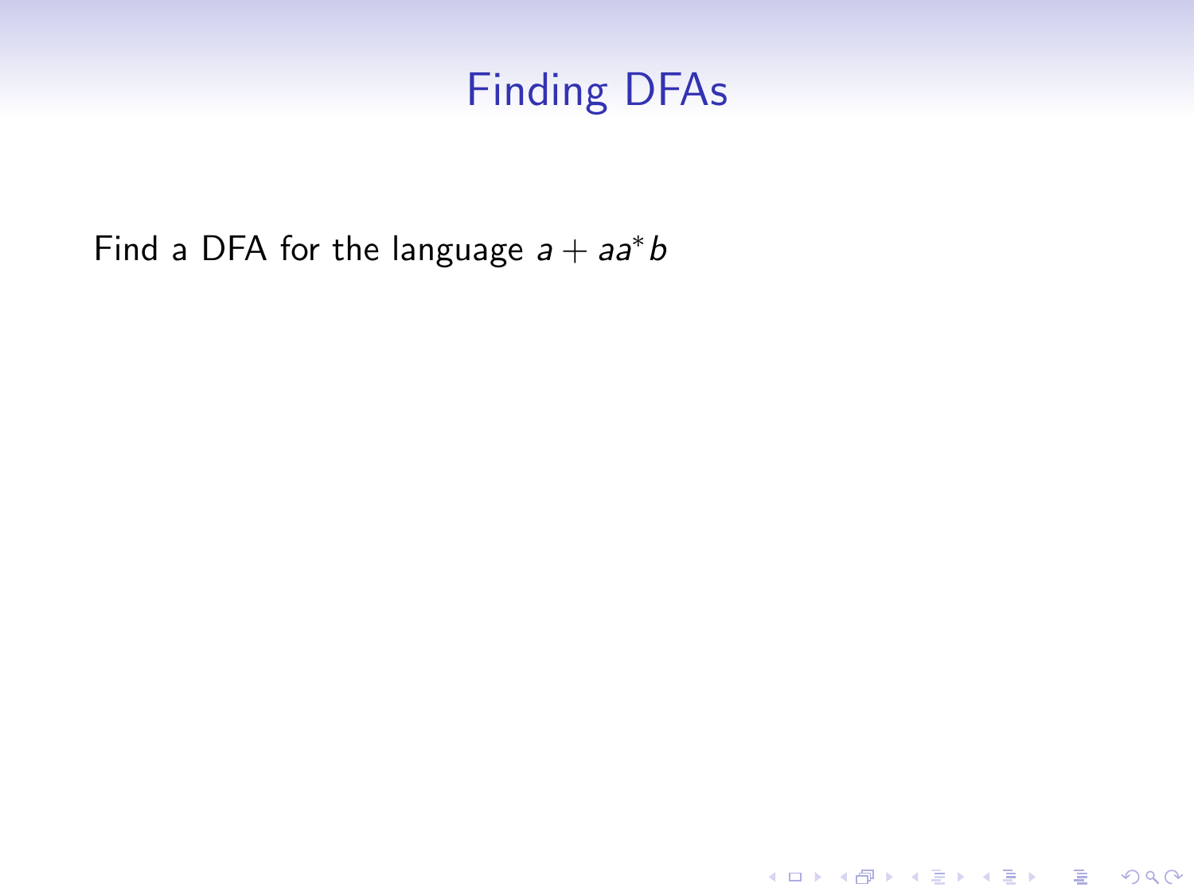# Finding DFAs

Find a DFA for the language $a + aa^*b$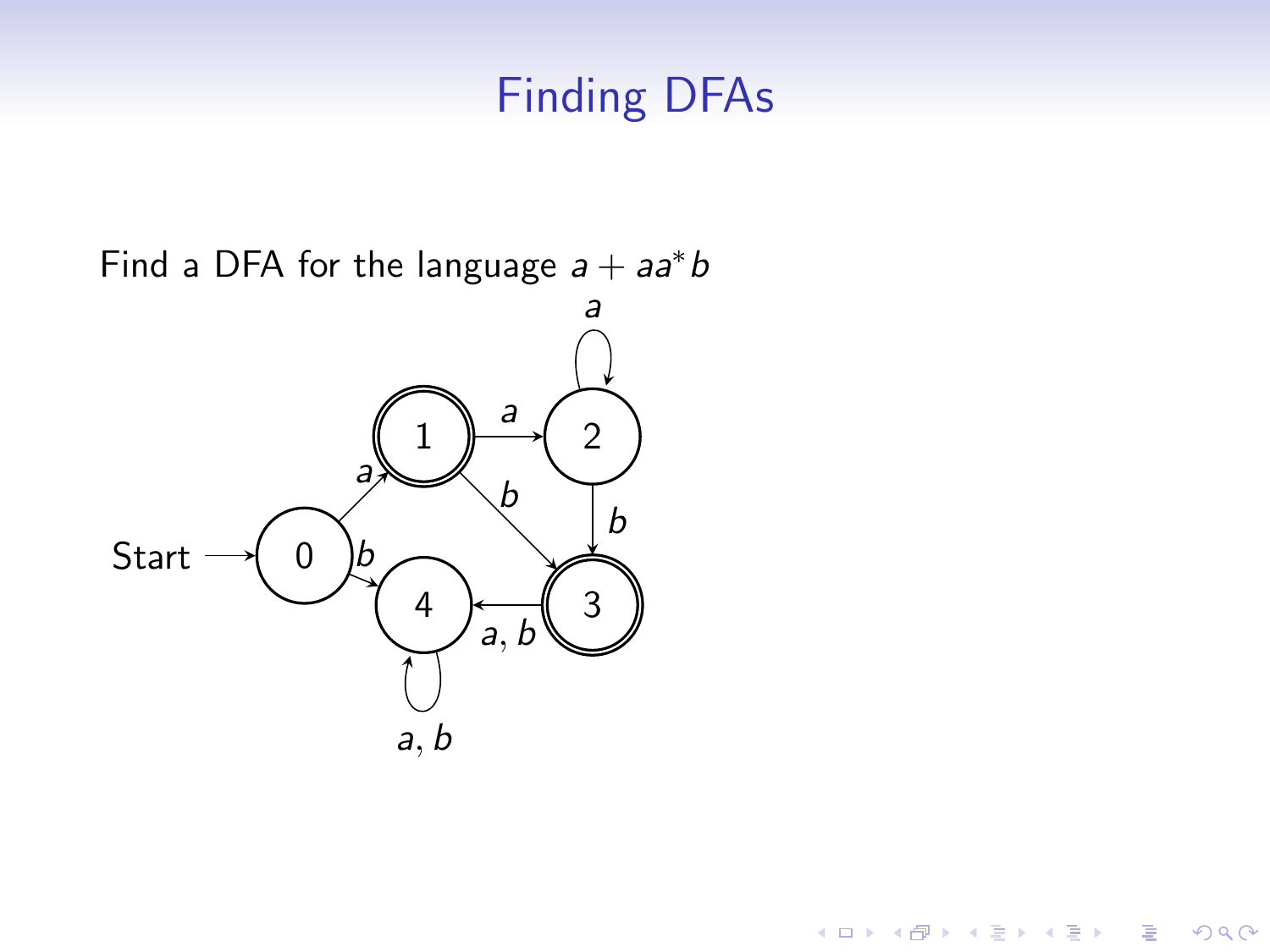# Finding DFAs

Find a DFA for the language $a + aa^*b$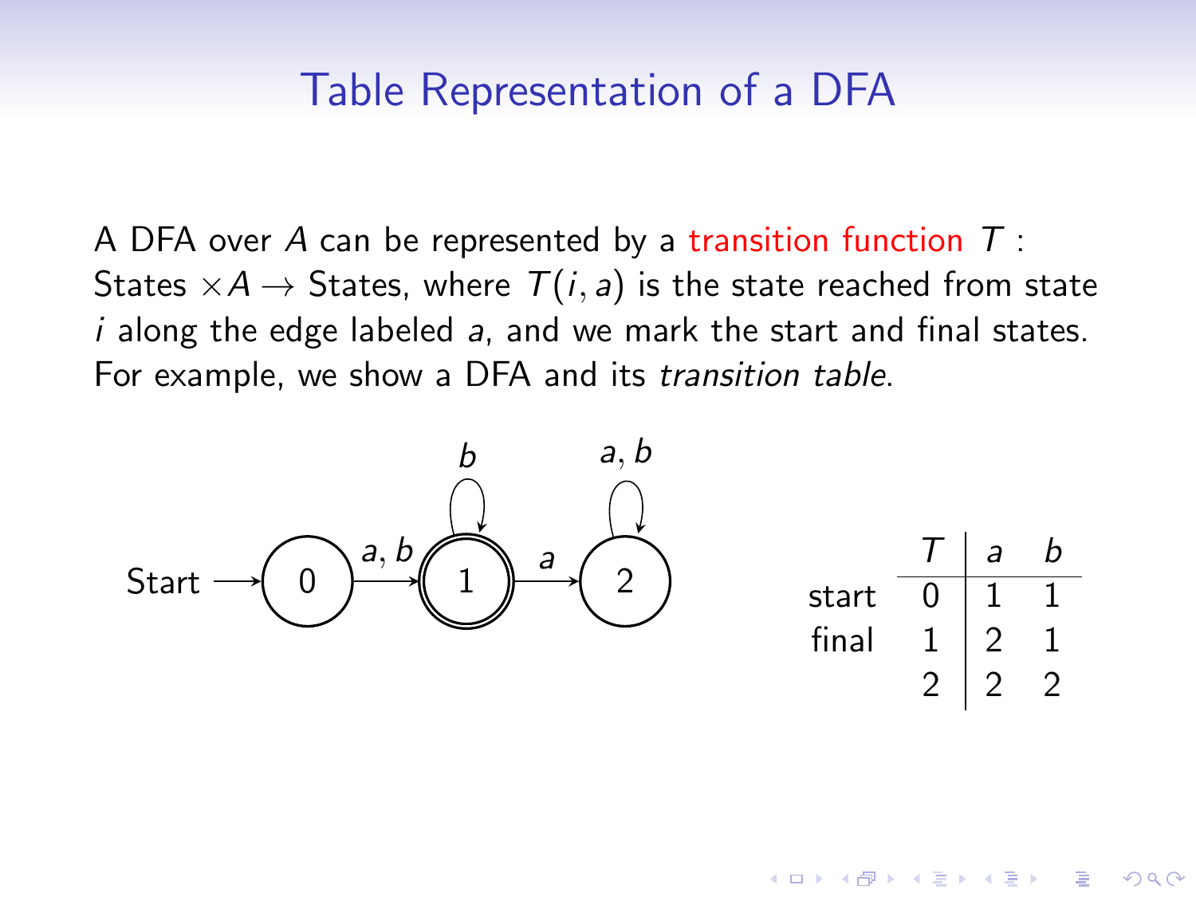## Table Representation of a DFA

A DFA over $A$ can be represented by a transition function $T$ : States $\times A \rightarrow$ States, where $T(i, a)$ is the state reached from state $i$ along the edge labeled $a$, and we mark the start and final states. For example, we show a DFA and its *transition table*.

|  | $T$ | $a$ | $b$ |
|---|---|---|---|
| start | 0 | 1 | 1 |
| final | 1 | 2 | 1 |
|  | 2 | 2 | 2 |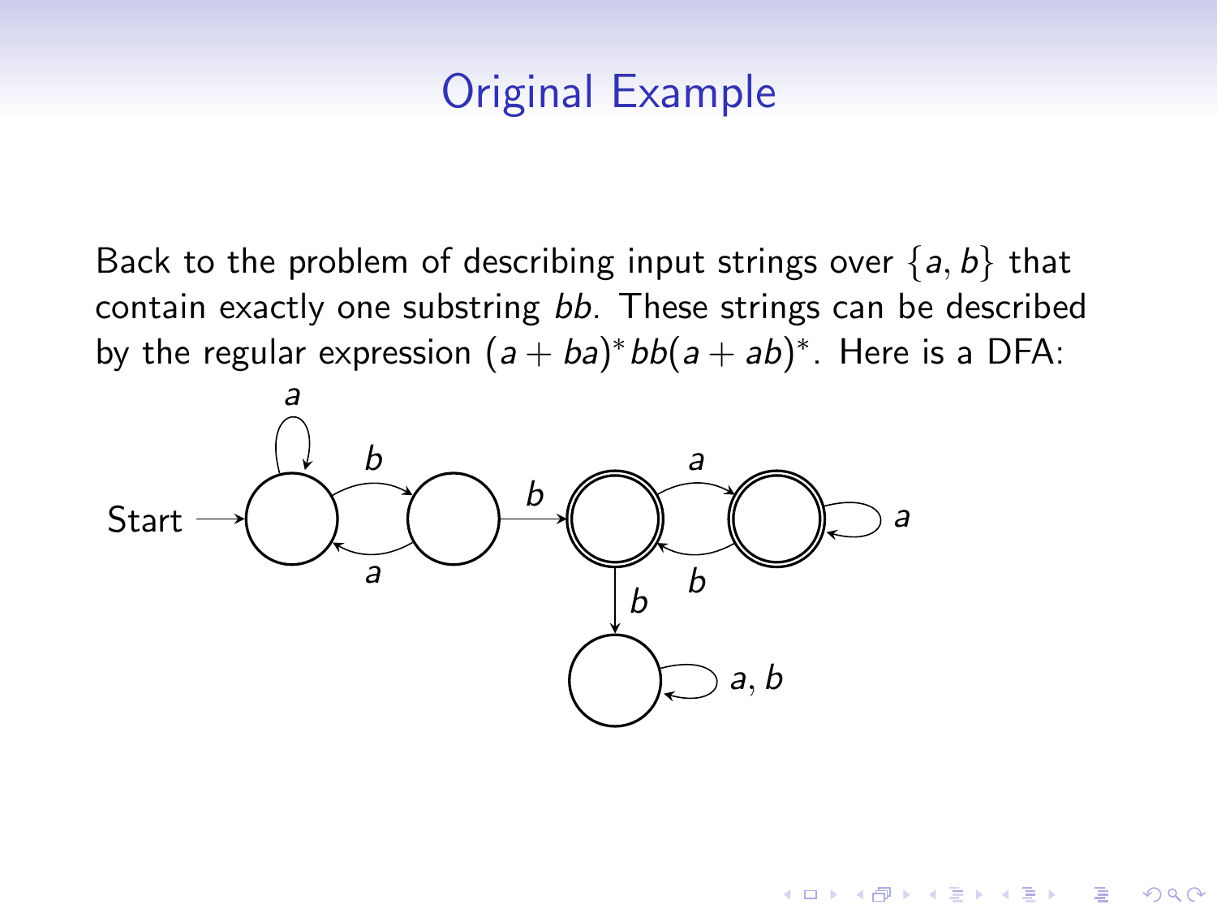# Original Example

Back to the problem of describing input strings over $\{a, b\}$ that contain exactly one substring $bb$. These strings can be described by the regular expression $(a + ba)^* bb(a + ab)^*$. Here is a DFA: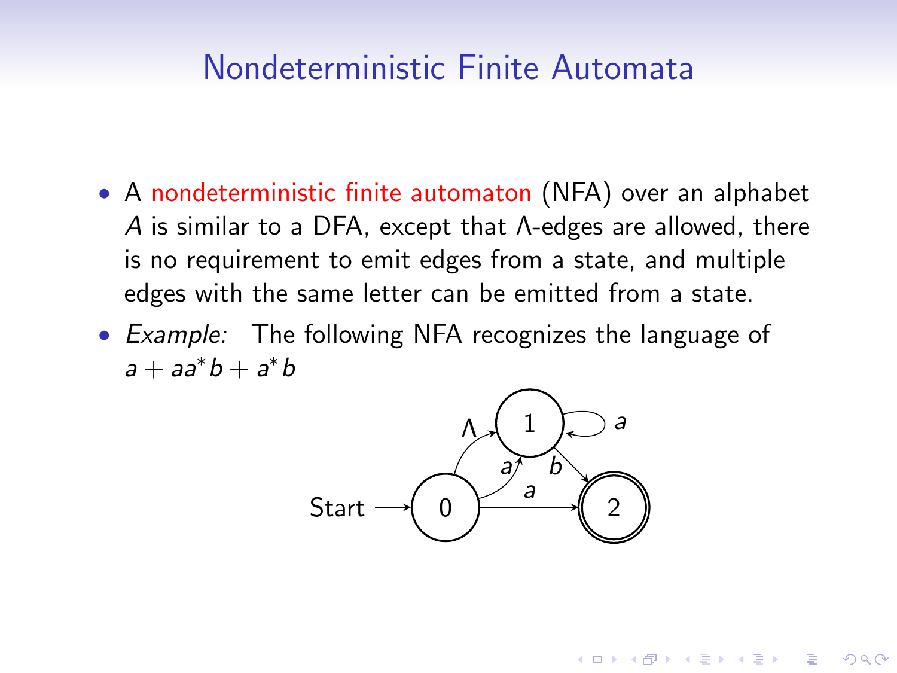# Nondeterministic Finite Automata

- A nondeterministic finite automaton (NFA) over an alphabet $A$ is similar to a DFA, except that $\Lambda$-edges are allowed, there is no requirement to emit edges from a state, and multiple edges with the same letter can be emitted from a state.
- *Example:* The following NFA recognizes the language of $a + aa^*b + a^*b$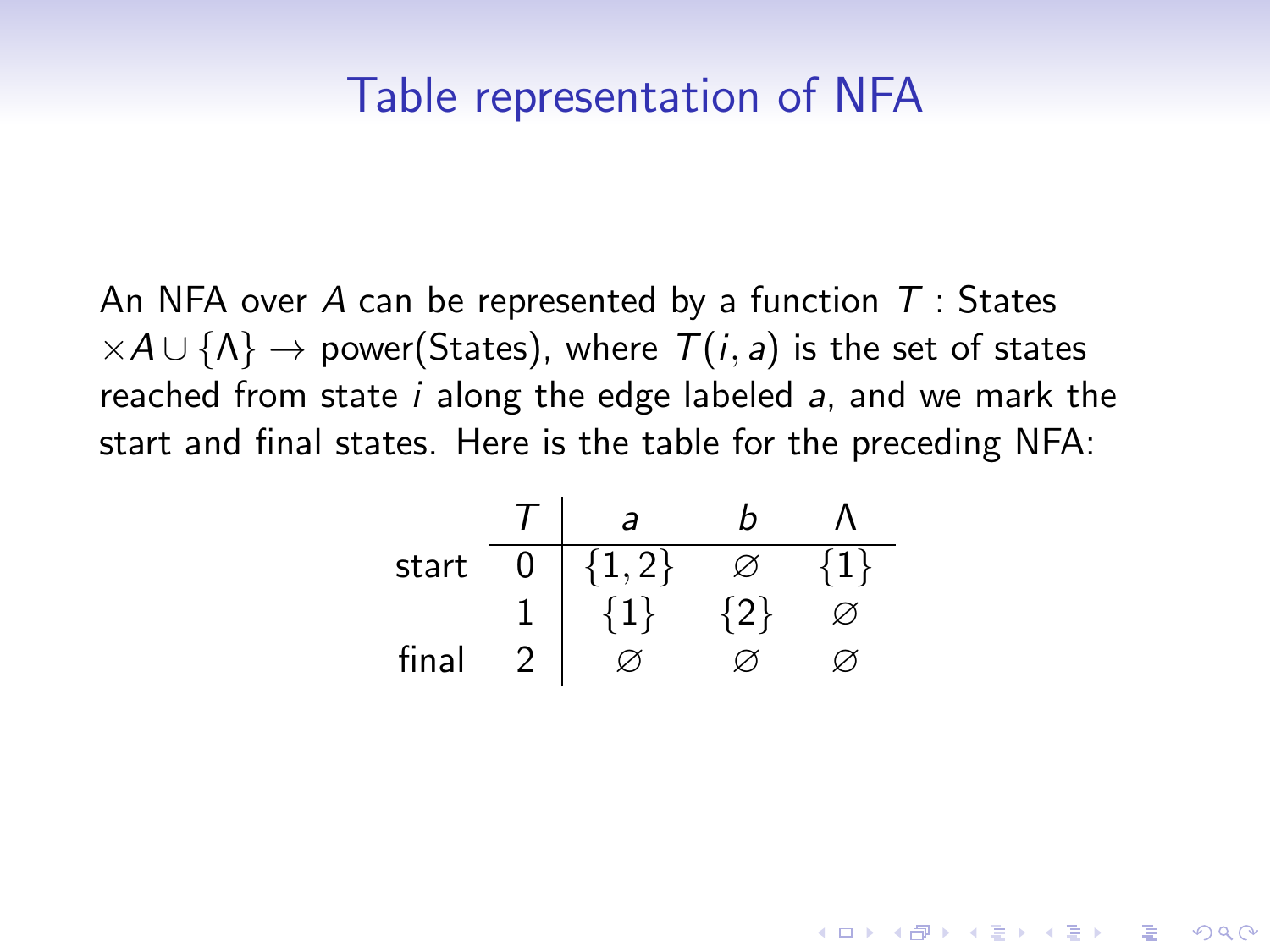# Table representation of NFA

An NFA over $A$ can be represented by a function $T$ : States $\times A \cup \{\Lambda\} \rightarrow$ power(States), where $T(i, a)$ is the set of states reached from state $i$ along the edge labeled $a$, and we mark the start and final states. Here is the table for the preceding NFA:

| | $T$ | $a$ | $b$ | $\Lambda$ |
|---|---|---|---|---|
| start | 0 | $\{1, 2\}$ | $\varnothing$ | $\{1\}$ |
| | 1 | $\{1\}$ | $\{2\}$ | $\varnothing$ |
| final | 2 | $\varnothing$ | $\varnothing$ | $\varnothing$ |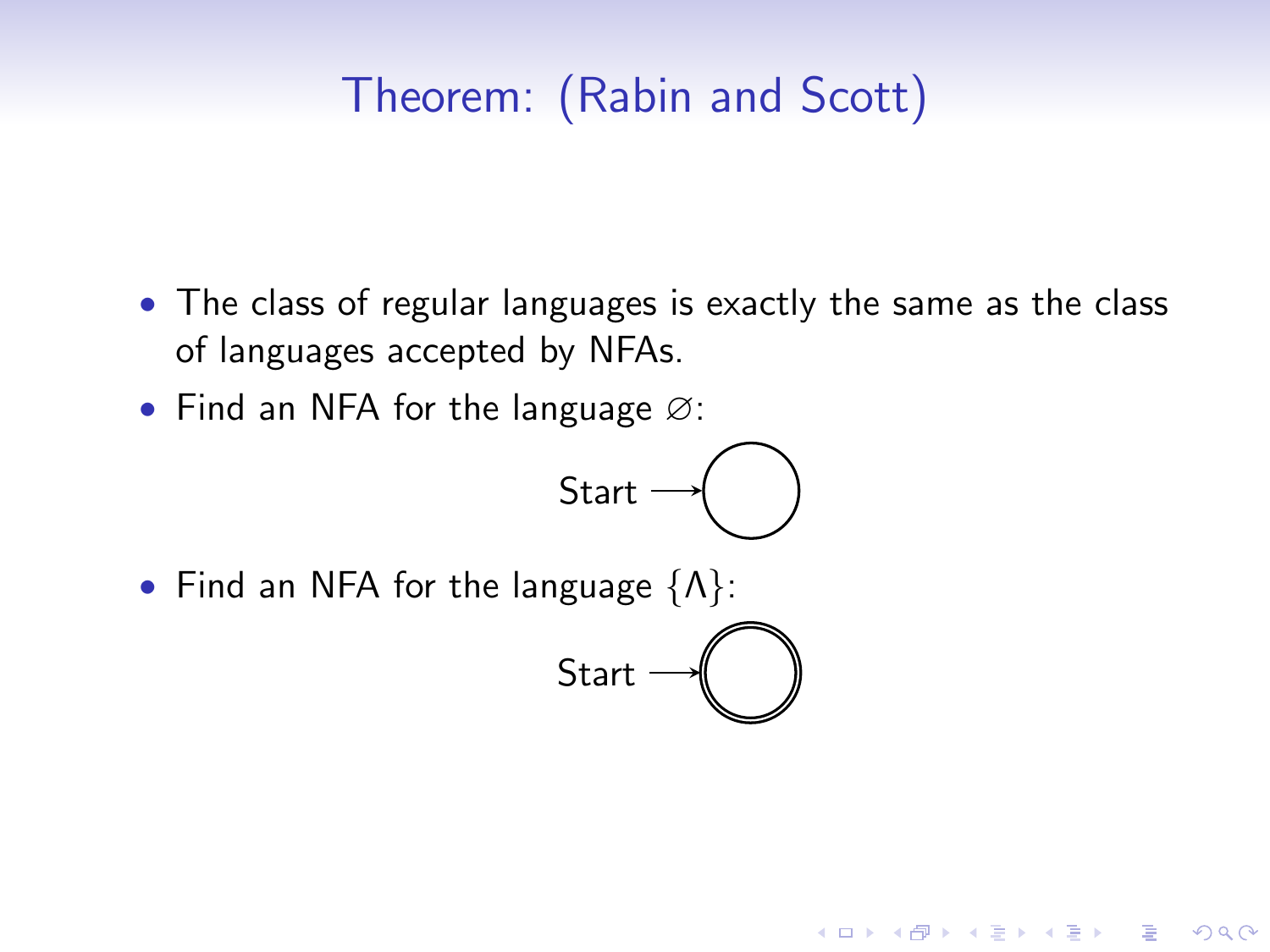# Theorem: (Rabin and Scott)

- The class of regular languages is exactly the same as the class of languages accepted by NFAs.
- Find an NFA for the language $\varnothing$:

  Start $\longrightarrow$

- Find an NFA for the language $\{\Lambda\}$:

  Start $\longrightarrow$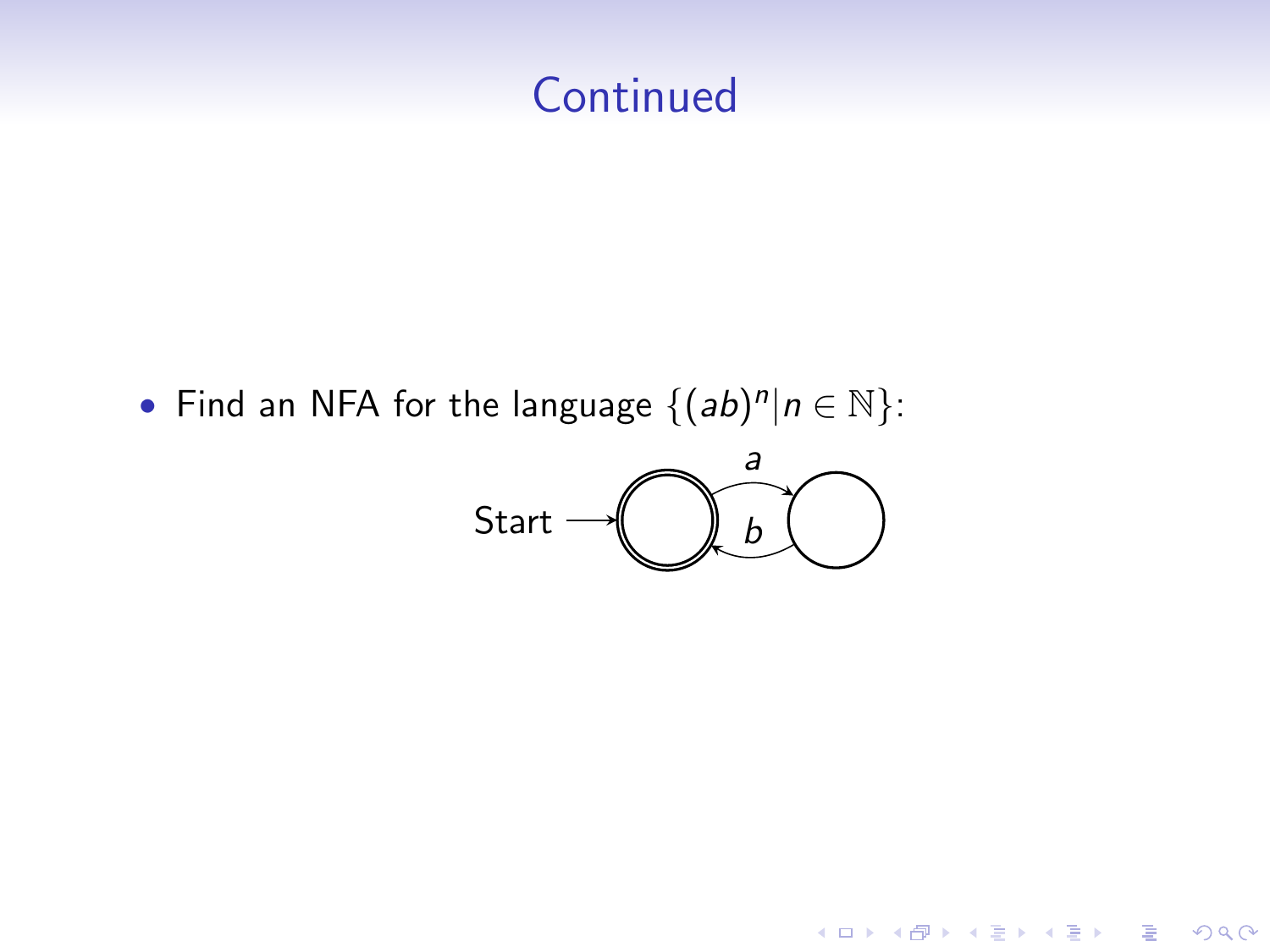# Continued

- Find an NFA for the language $\{(ab)^n | n \in \mathbb{N}\}$:

Start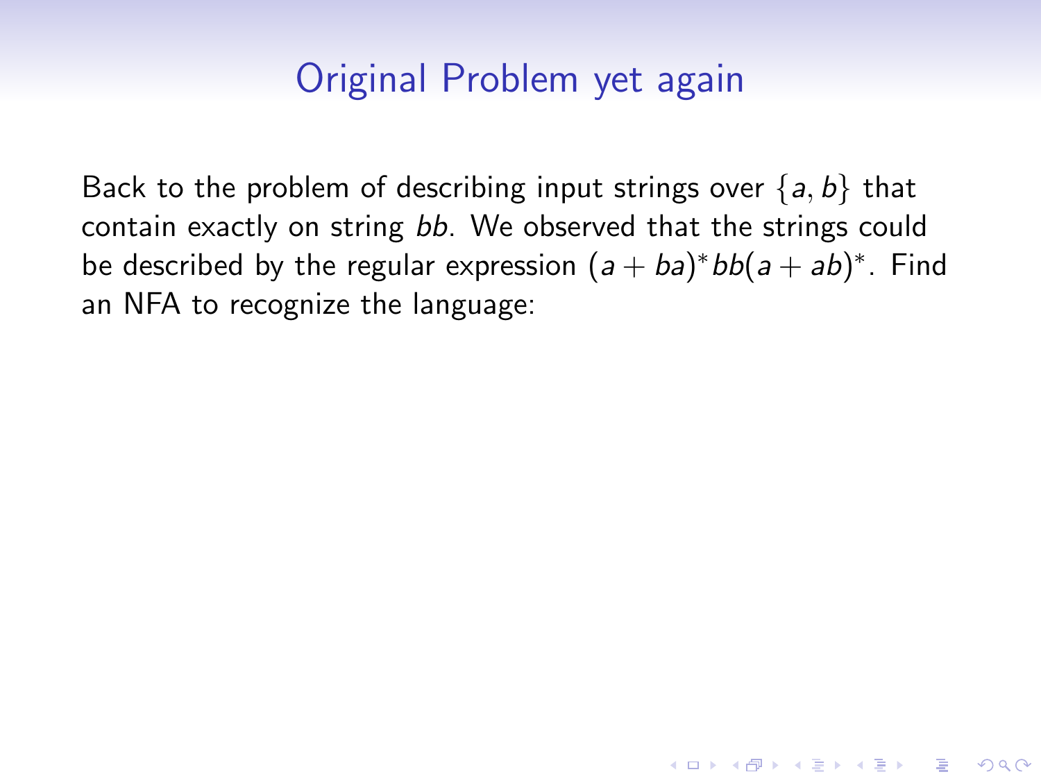# Original Problem yet again

Back to the problem of describing input strings over $\{a, b\}$ that contain exactly on string $bb$. We observed that the strings could be described by the regular expression $(a + ba)^* bb(a + ab)^*$. Find an NFA to recognize the language: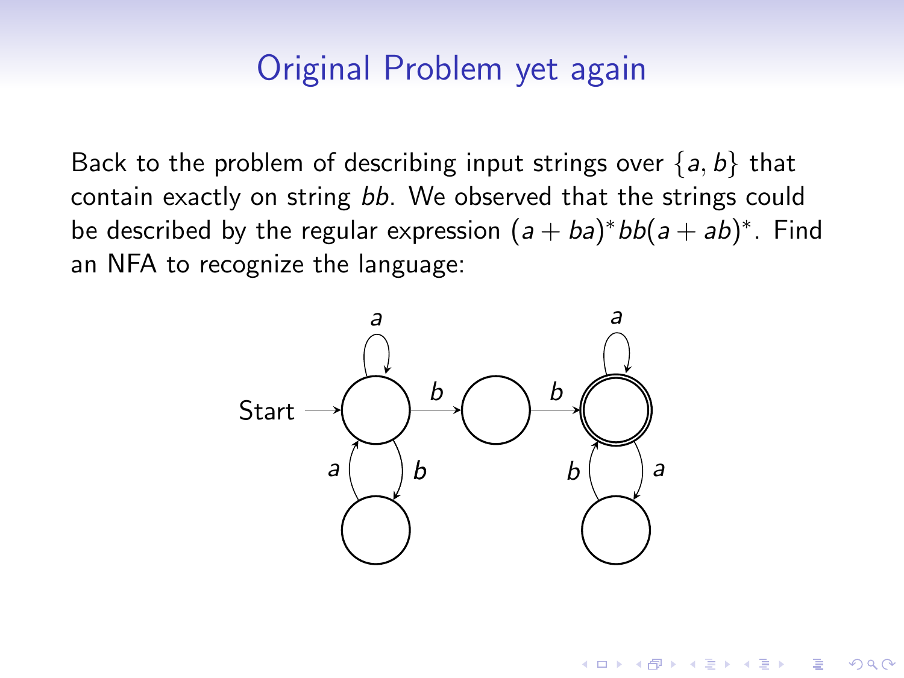# Original Problem yet again

Back to the problem of describing input strings over $\{a, b\}$ that contain exactly on string $bb$. We observed that the strings could be described by the regular expression $(a + ba)^* bb(a + ab)^*$. Find an NFA to recognize the language: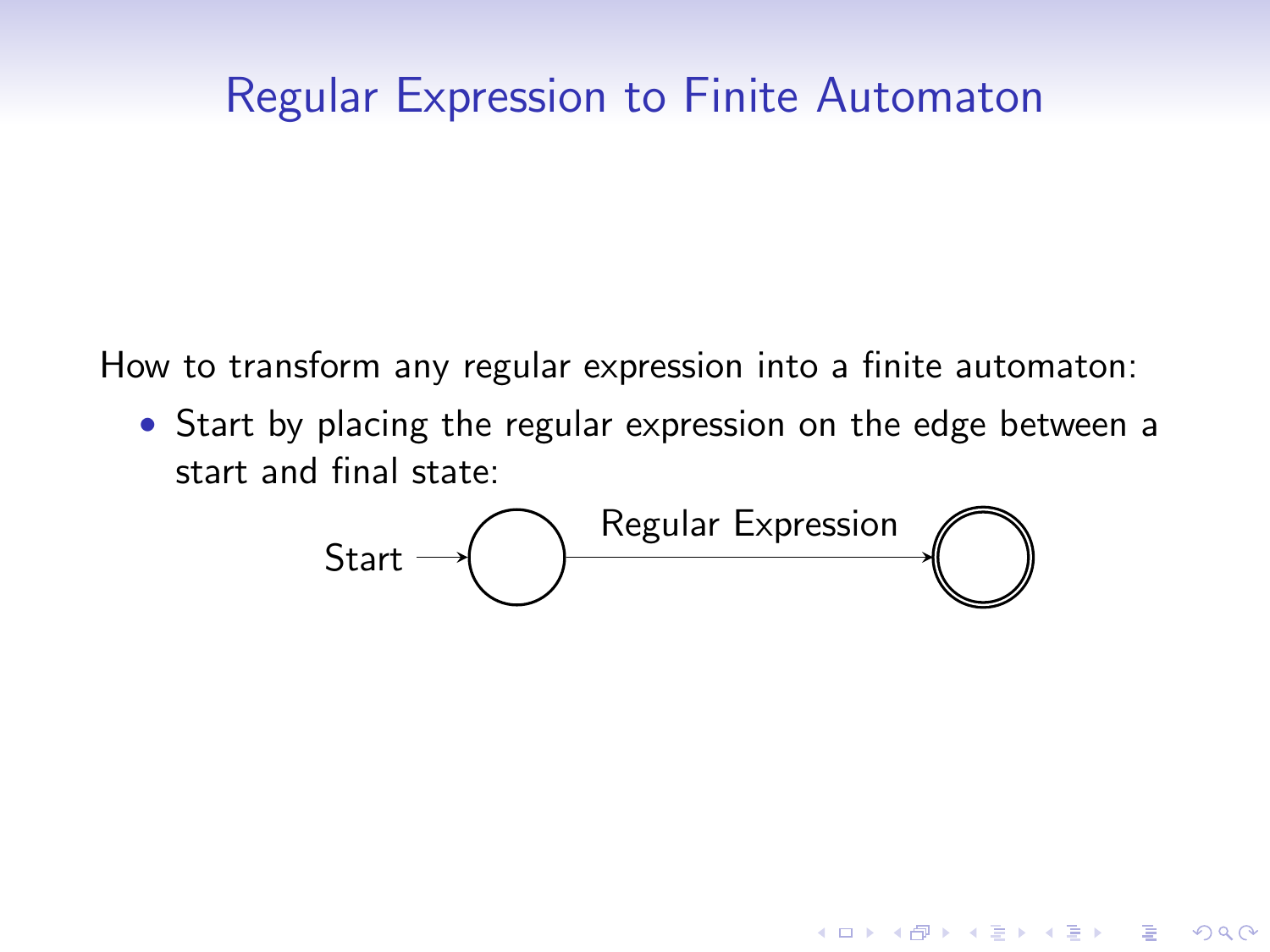## Regular Expression to Finite Automaton

How to transform any regular expression into a finite automaton:

- Start by placing the regular expression on the edge between a start and final state:

Start → ( ) —Regular Expression→ (( ))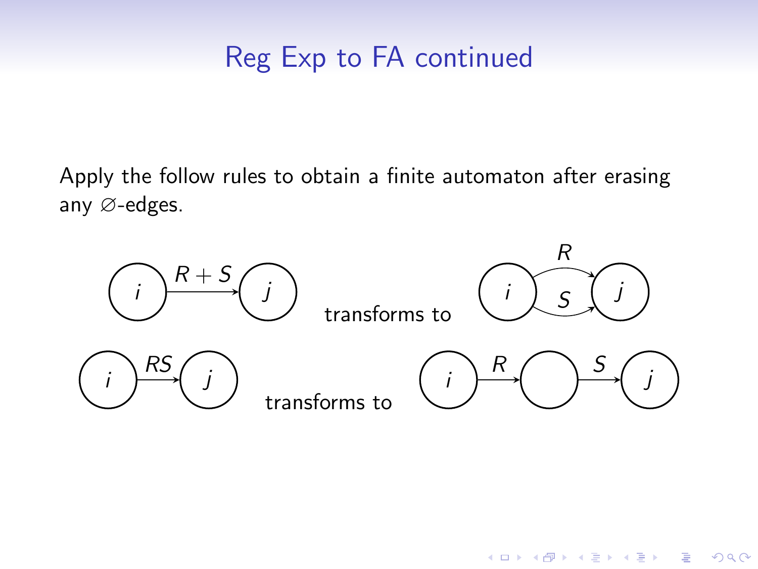# Reg Exp to FA continued

Apply the follow rules to obtain a finite automaton after erasing any $\varnothing$-edges.

$i \xrightarrow{R+S} j$ transforms to $i$ with two edges to $j$, labeled $R$ and $S$

$i \xrightarrow{RS} j$ transforms to $i \xrightarrow{R} \bigcirc \xrightarrow{S} j$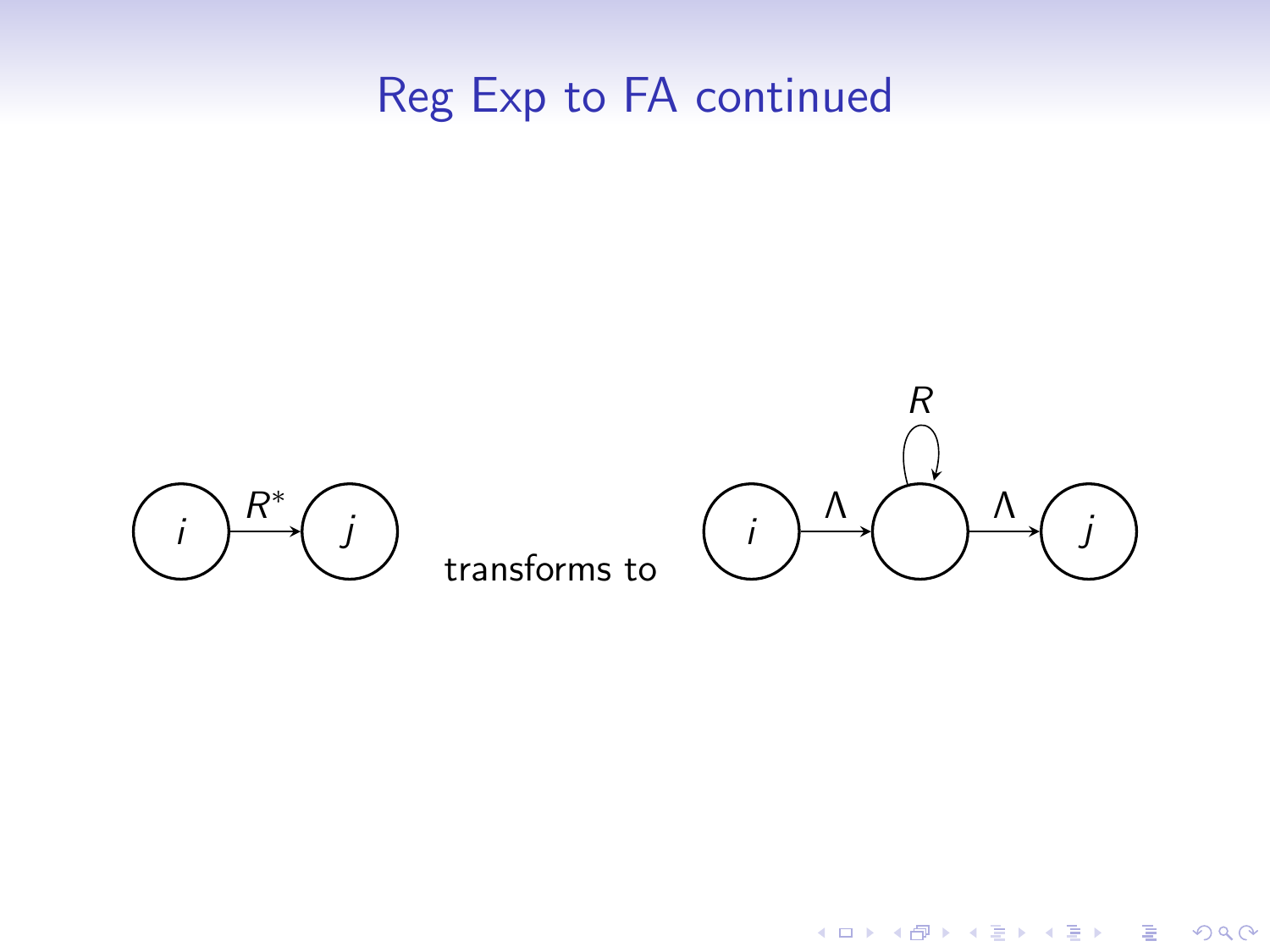# Reg Exp to FA continued

$i \xrightarrow{R^*} j$ transforms to $i \xrightarrow{\Lambda} \bigcirc \xrightarrow{\Lambda} j$ (with a loop labeled $R$ on the middle state)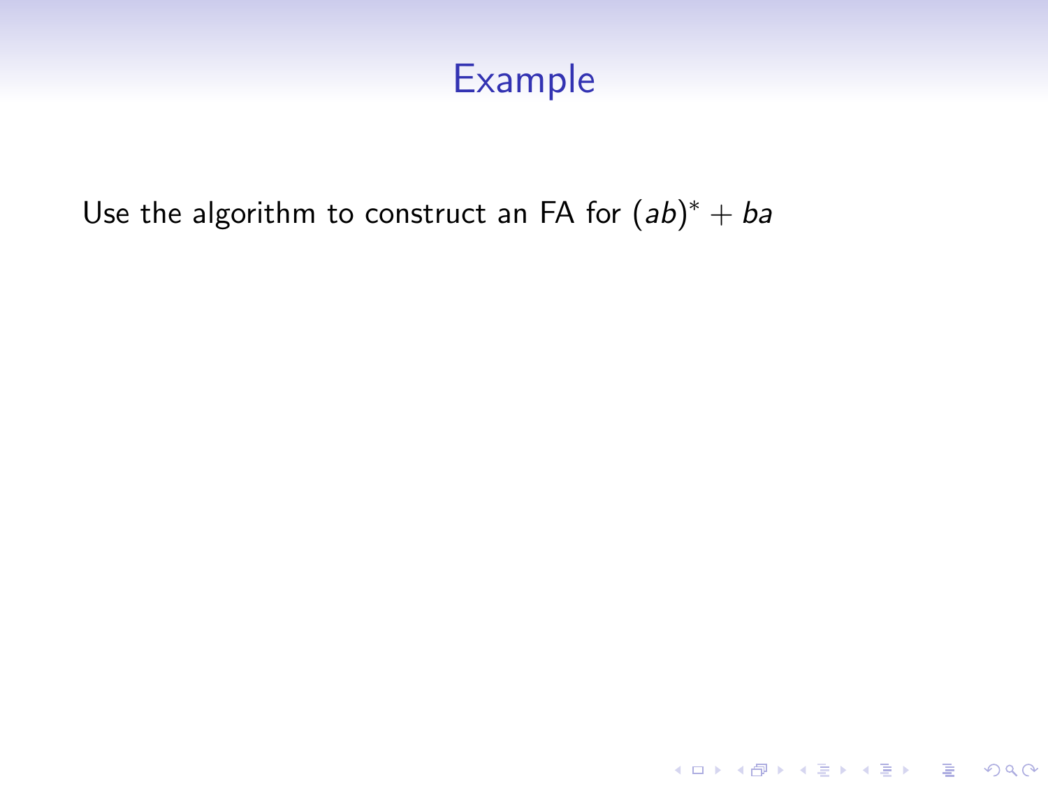# Example

Use the algorithm to construct an FA for $(ab)^* + ba$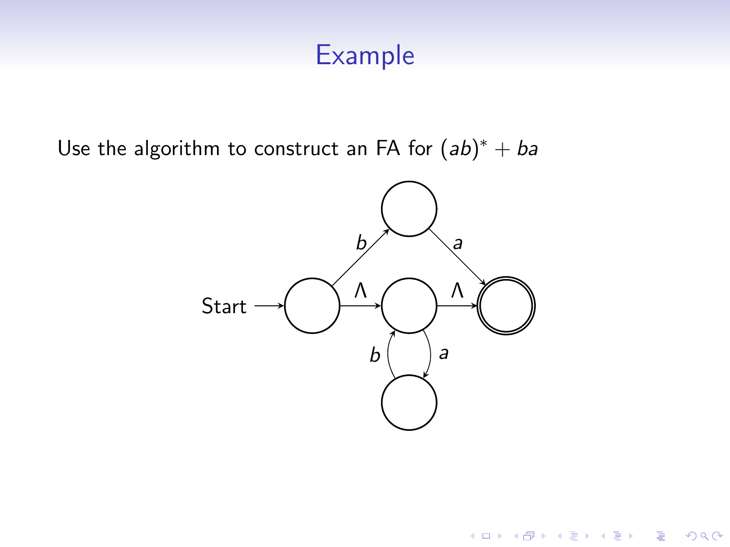# Example

Use the algorithm to construct an FA for $(ab)^* + ba$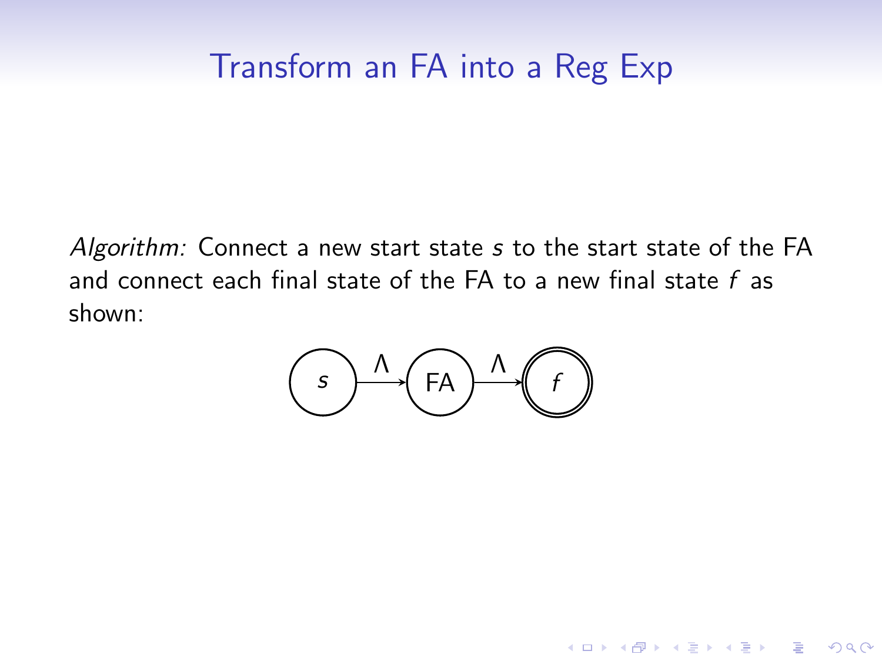# Transform an FA into a Reg Exp

*Algorithm:* Connect a new start state $s$ to the start state of the FA and connect each final state of the FA to a new final state $f$ as shown: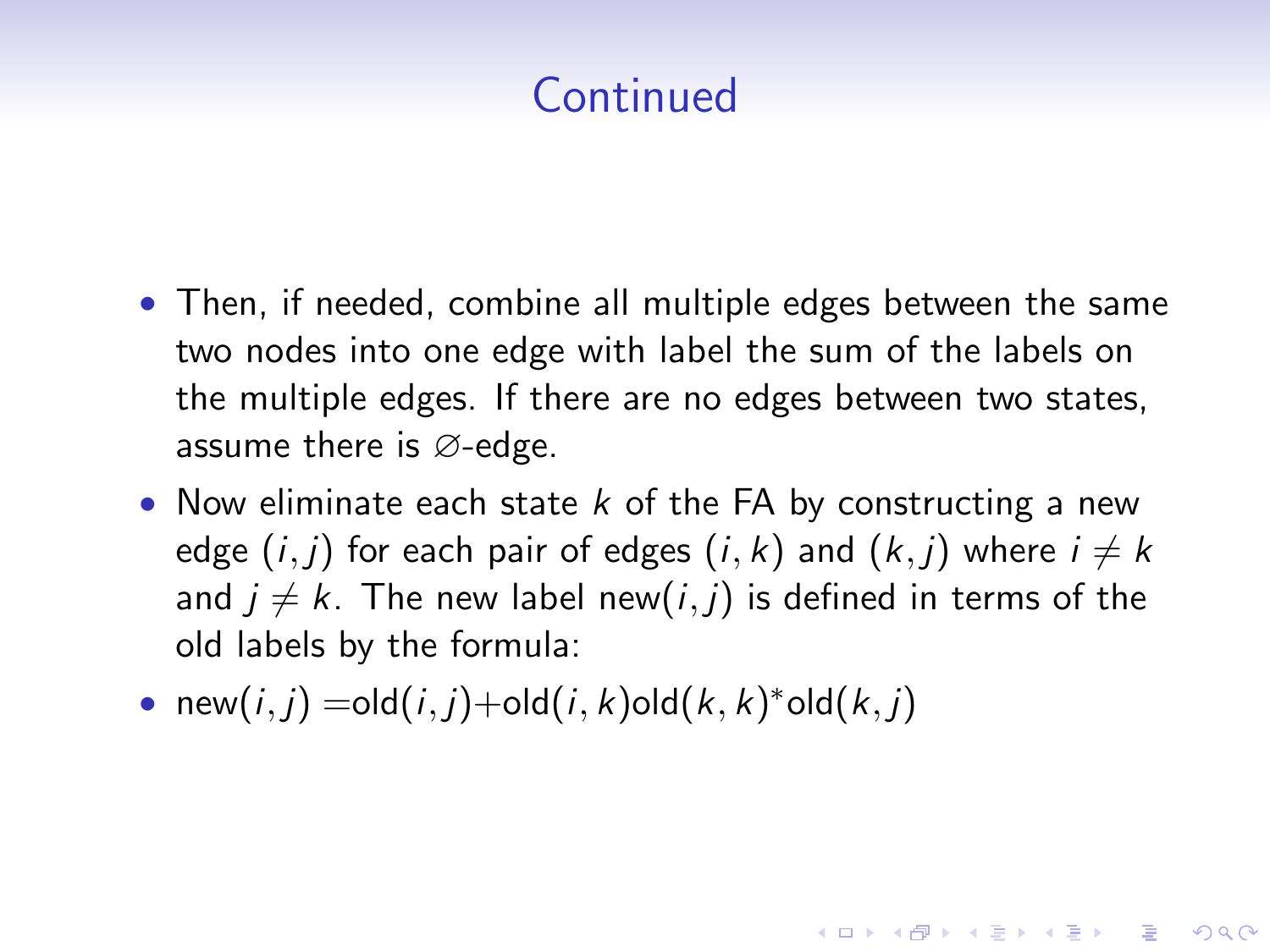# Continued

- Then, if needed, combine all multiple edges between the same two nodes into one edge with label the sum of the labels on the multiple edges. If there are no edges between two states, assume there is $\varnothing$-edge.
- Now eliminate each state $k$ of the FA by constructing a new edge $(i, j)$ for each pair of edges $(i, k)$ and $(k, j)$ where $i \neq k$ and $j \neq k$. The new label new$(i, j)$ is defined in terms of the old labels by the formula:
- new$(i, j)$ =old$(i, j)$+old$(i, k)$old$(k, k)^*$old$(k, j)$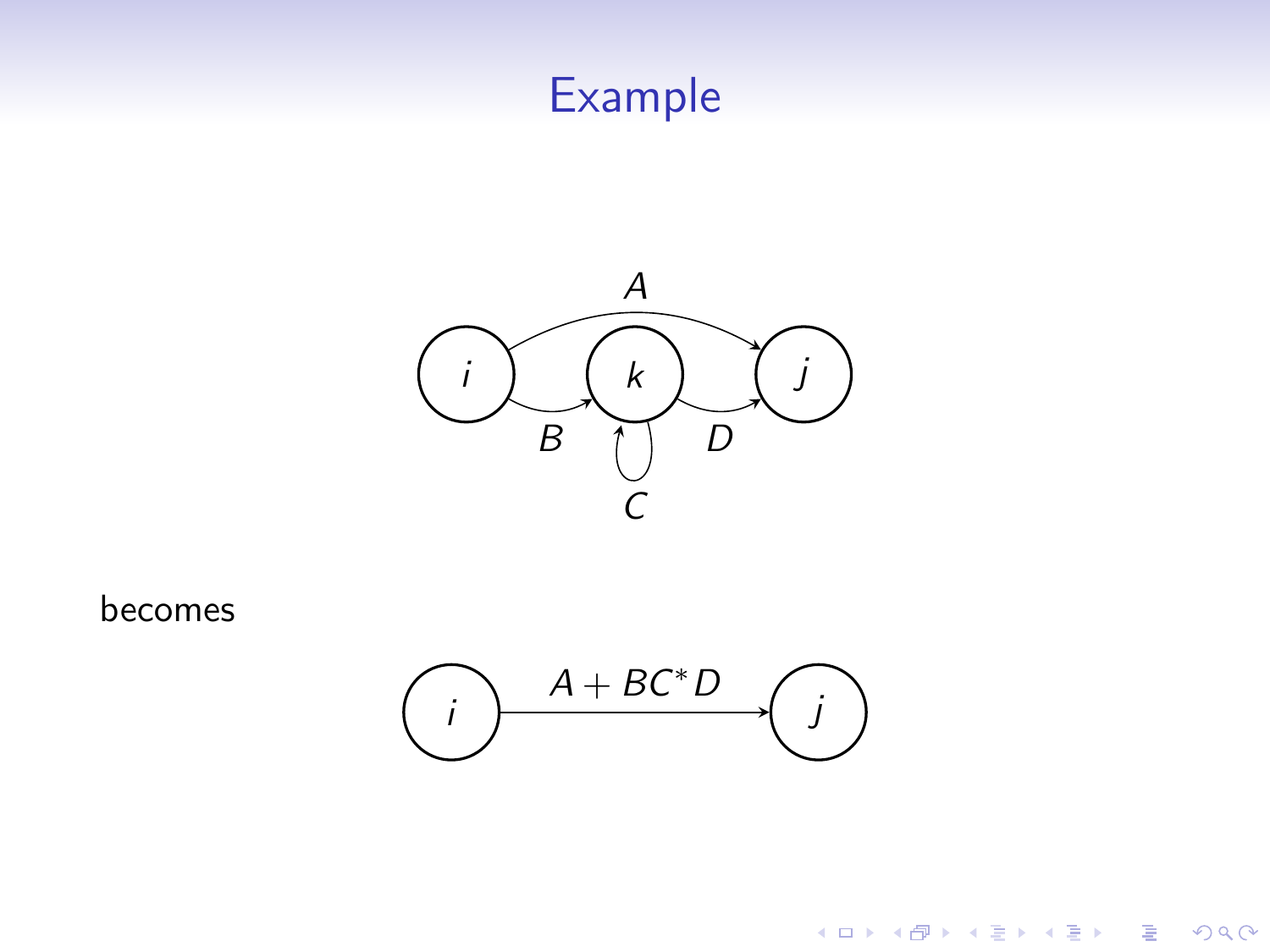# Example

A

$i$ $k$ $j$

B D

C

becomes

$i$ $\xrightarrow{A + BC^* D}$ $j$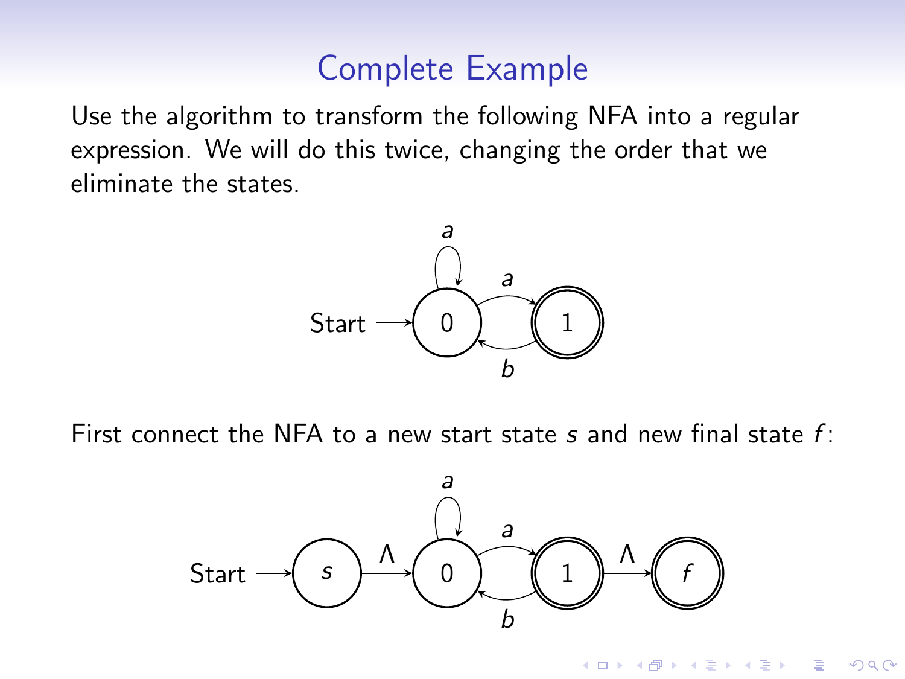# Complete Example

Use the algorithm to transform the following NFA into a regular expression. We will do this twice, changing the order that we eliminate the states.

First connect the NFA to a new start state $s$ and new final state $f$: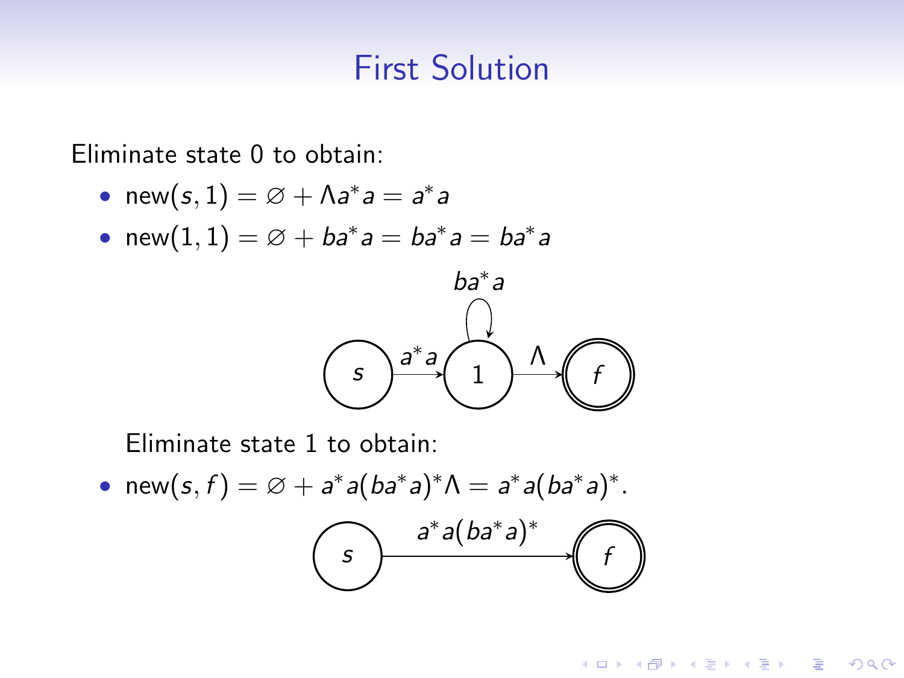# First Solution

Eliminate state 0 to obtain:

- $\text{new}(s, 1) = \varnothing + \Lambda a^* a = a^* a$
- $\text{new}(1, 1) = \varnothing + ba^* a = ba^* a = ba^* a$

Eliminate state 1 to obtain:

- $\text{new}(s, f) = \varnothing + a^* a(ba^* a)^* \Lambda = a^* a(ba^* a)^*$.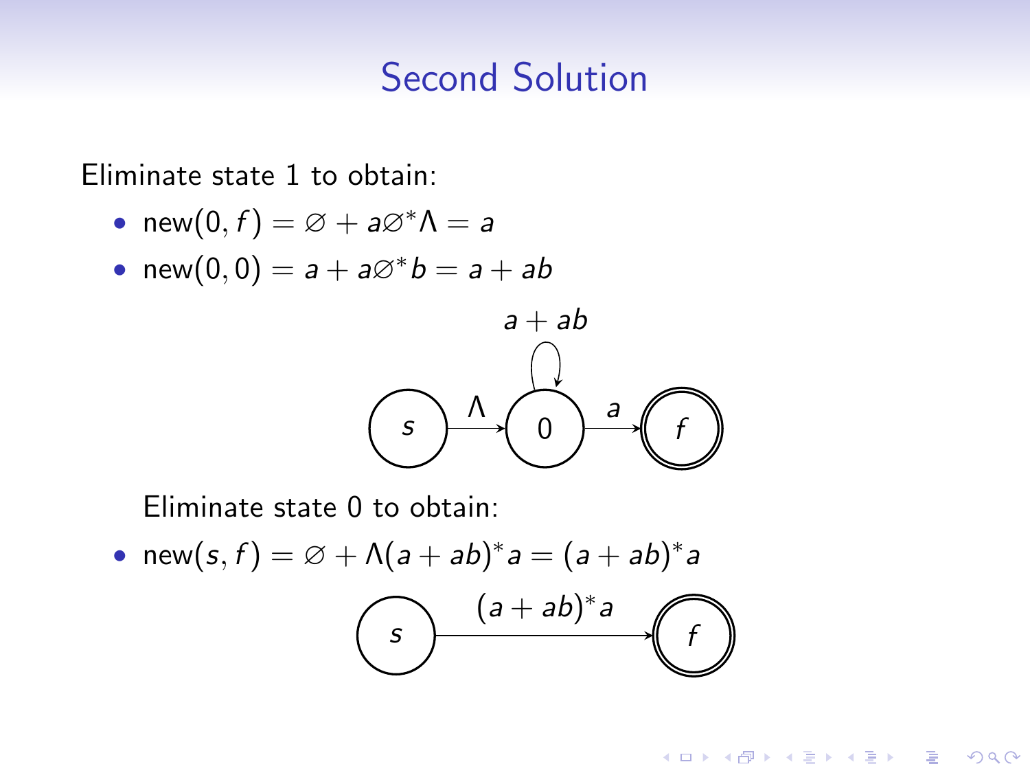# Second Solution

Eliminate state 1 to obtain:

- $\text{new}(0, f) = \varnothing + a\varnothing^*\Lambda = a$
- $\text{new}(0, 0) = a + a\varnothing^* b = a + ab$

Eliminate state 0 to obtain:

- $\text{new}(s, f) = \varnothing + \Lambda(a + ab)^* a = (a + ab)^* a$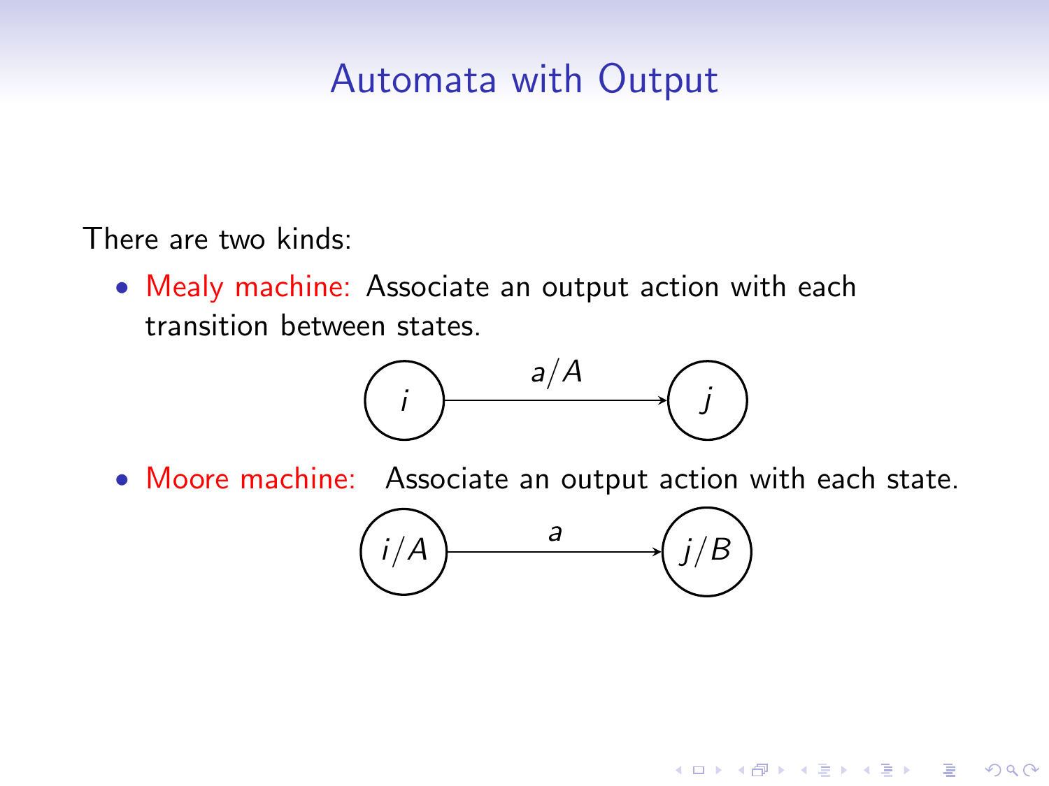# Automata with Output

There are two kinds:

- Mealy machine: Associate an output action with each transition between states.

  $i \xrightarrow{a/A} j$

- Moore machine: Associate an output action with each state.

  $i/A \xrightarrow{a} j/B$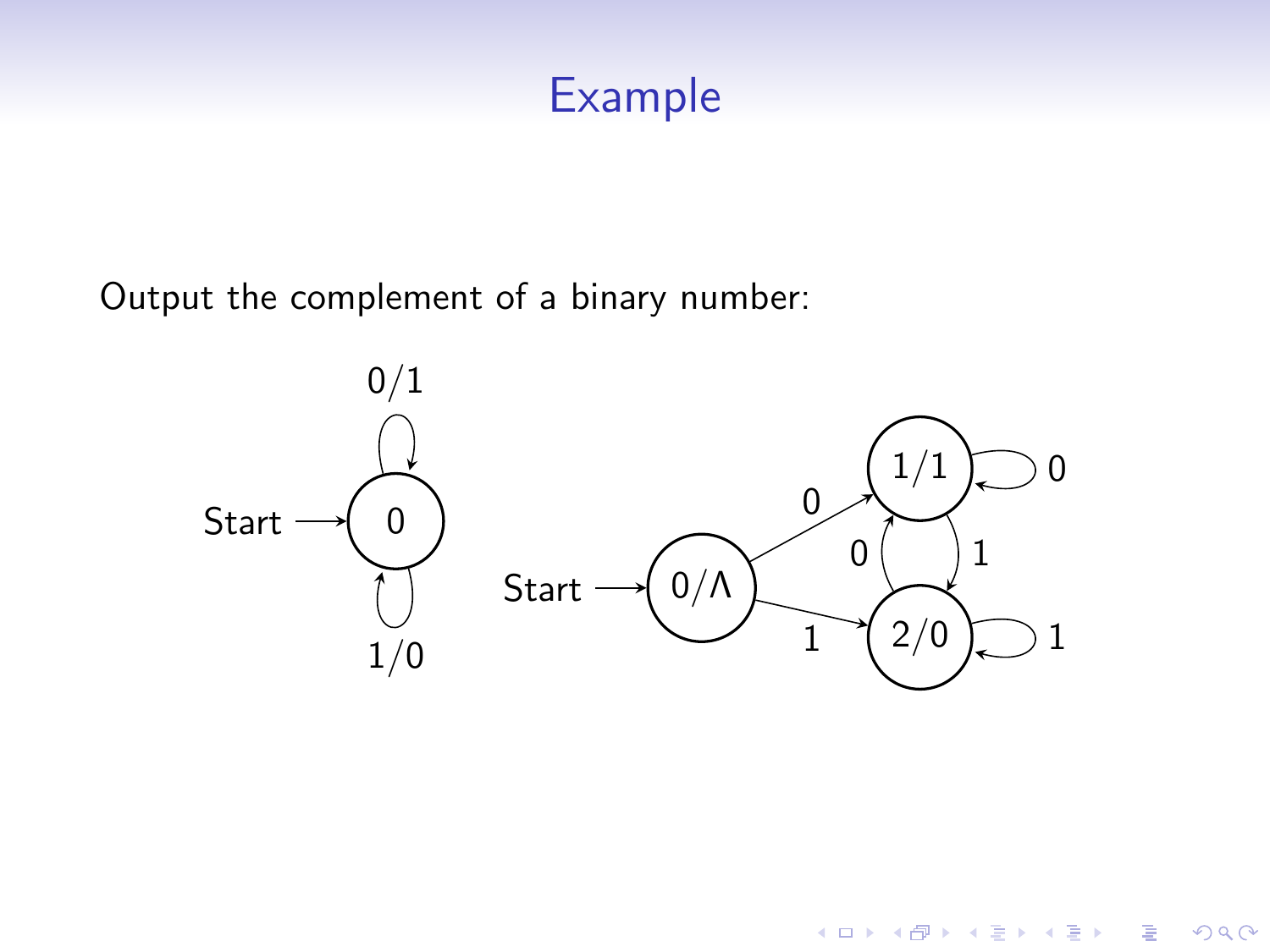# Example

Output the complement of a binary number:

0/1

Start

0

1/0

Start

0/Λ

0

1

1/1

0

0

1

2/0

1